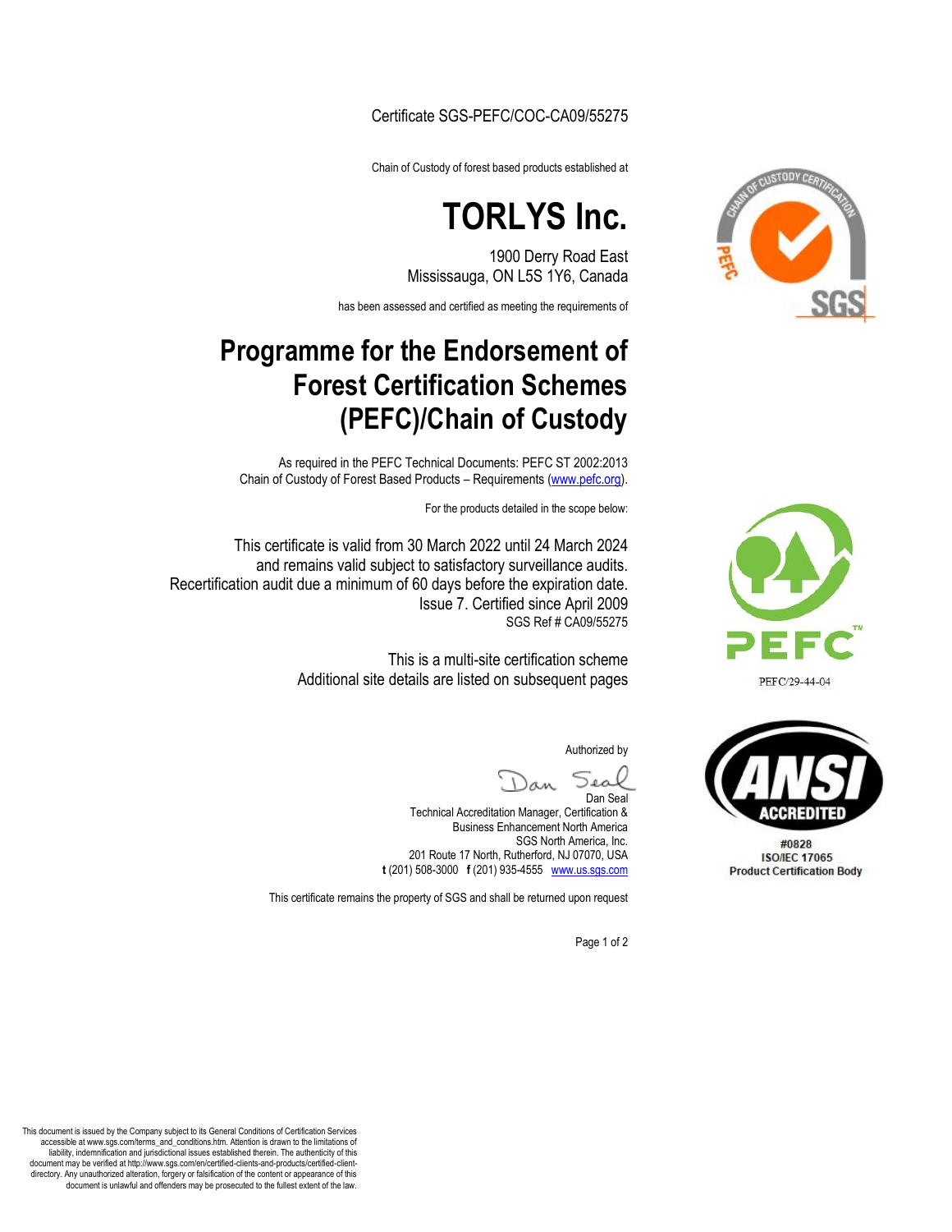Certificate SGS-PEFC/COC-CA09/55275

Chain of Custody of forest based products established at

# TORLYS Inc.

1900 Derry Road East
Mississauga, ON L5S 1Y6, Canada

has been assessed and certified as meeting the requirements of

# Programme for the Endorsement of Forest Certification Schemes (PEFC)/Chain of Custody

As required in the PEFC Technical Documents: PEFC ST 2002:2013
Chain of Custody of Forest Based Products – Requirements (www.pefc.org).

For the products detailed in the scope below:

This certificate is valid from 30 March 2022 until 24 March 2024
and remains valid subject to satisfactory surveillance audits.
Recertification audit due a minimum of 60 days before the expiration date.
Issue 7. Certified since April 2009
SGS Ref # CA09/55275

This is a multi-site certification scheme
Additional site details are listed on subsequent pages

Authorized by

Dan Seal
Technical Accreditation Manager, Certification &
Business Enhancement North America
SGS North America, Inc.
201 Route 17 North, Rutherford, NJ 07070, USA
**t** (201) 508-3000 **f** (201) 935-4555 www.us.sgs.com

This certificate remains the property of SGS and shall be returned upon request

PEFC/29-44-04

ANSI ACCREDITED
#0828
ISO/IEC 17065
Product Certification Body

This document is issued by the Company subject to its General Conditions of Certification Services accessible at www.sgs.com/terms_and_conditions.htm. Attention is drawn to the limitations of liability, indemnification and jurisdictional issues established therein. The authenticity of this document may be verified at http://www.sgs.com/en/certified-clients-and-products/certified-client-directory. Any unauthorized alteration, forgery or falsification of the content or appearance of this document is unlawful and offenders may be prosecuted to the fullest extent of the law.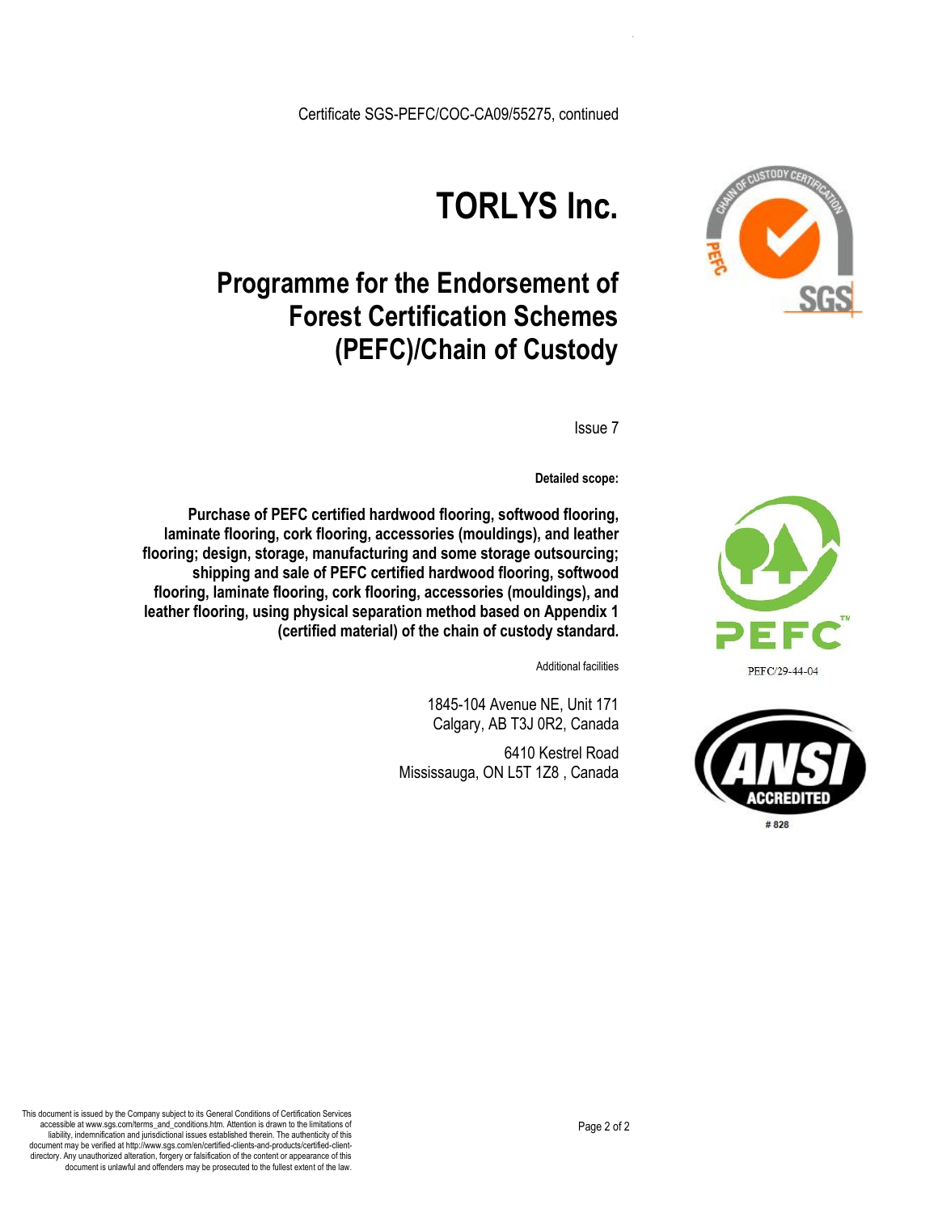Certificate SGS-PEFC/COC-CA09/55275, continued

# TORLYS Inc.

## Programme for the Endorsement of Forest Certification Schemes (PEFC)/Chain of Custody

Issue 7

**Detailed scope:**

**Purchase of PEFC certified hardwood flooring, softwood flooring, laminate flooring, cork flooring, accessories (mouldings), and leather flooring; design, storage, manufacturing and some storage outsourcing; shipping and sale of PEFC certified hardwood flooring, softwood flooring, laminate flooring, cork flooring, accessories (mouldings), and leather flooring, using physical separation method based on Appendix 1 (certified material) of the chain of custody standard.**

Additional facilities

1845-104 Avenue NE, Unit 171
Calgary, AB T3J 0R2, Canada

6410 Kestrel Road
Mississauga, ON L5T 1Z8 , Canada

PEFC/29-44-04

\# 828

This document is issued by the Company subject to its General Conditions of Certification Services accessible at www.sgs.com/terms_and_conditions.htm. Attention is drawn to the limitations of liability, indemnification and jurisdictional issues established therein. The authenticity of this document may be verified at http://www.sgs.com/en/certified-clients-and-products/certified-client-directory. Any unauthorized alteration, forgery or falsification of the content or appearance of this document is unlawful and offenders may be prosecuted to the fullest extent of the law.